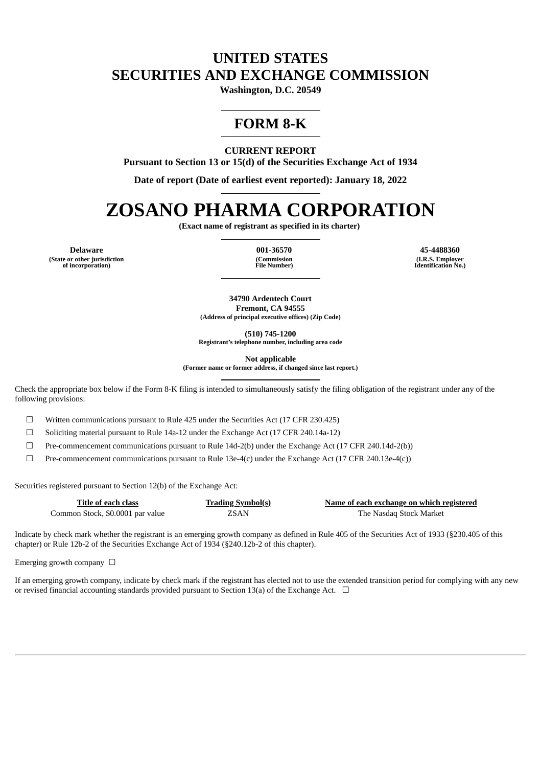# UNITED STATES
# SECURITIES AND EXCHANGE COMMISSION

**Washington, D.C. 20549**

# FORM 8-K

**CURRENT REPORT**

**Pursuant to Section 13 or 15(d) of the Securities Exchange Act of 1934**

**Date of report (Date of earliest event reported): January 18, 2022**

# ZOSANO PHARMA CORPORATION

**(Exact name of registrant as specified in its charter)**

| Delaware | 001-36570 | 45-4488360 |
|---|---|---|
| (State or other jurisdiction of incorporation) | (Commission File Number) | (I.R.S. Employer Identification No.) |

**34790 Ardentech Court**
**Fremont, CA 94555**
**(Address of principal executive offices) (Zip Code)**

**(510) 745-1200**
**Registrant's telephone number, including area code**

**Not applicable**
**(Former name or former address, if changed since last report.)**

Check the appropriate box below if the Form 8-K filing is intended to simultaneously satisfy the filing obligation of the registrant under any of the following provisions:

☐ Written communications pursuant to Rule 425 under the Securities Act (17 CFR 230.425)

☐ Soliciting material pursuant to Rule 14a-12 under the Exchange Act (17 CFR 240.14a-12)

☐ Pre-commencement communications pursuant to Rule 14d-2(b) under the Exchange Act (17 CFR 240.14d-2(b))

☐ Pre-commencement communications pursuant to Rule 13e-4(c) under the Exchange Act (17 CFR 240.13e-4(c))

Securities registered pursuant to Section 12(b) of the Exchange Act:

| Title of each class | Trading Symbol(s) | Name of each exchange on which registered |
|---|---|---|
| Common Stock, $0.0001 par value | ZSAN | The Nasdaq Stock Market |

Indicate by check mark whether the registrant is an emerging growth company as defined in Rule 405 of the Securities Act of 1933 (§230.405 of this chapter) or Rule 12b-2 of the Securities Exchange Act of 1934 (§240.12b-2 of this chapter).

Emerging growth company ☐

If an emerging growth company, indicate by check mark if the registrant has elected not to use the extended transition period for complying with any new or revised financial accounting standards provided pursuant to Section 13(a) of the Exchange Act. ☐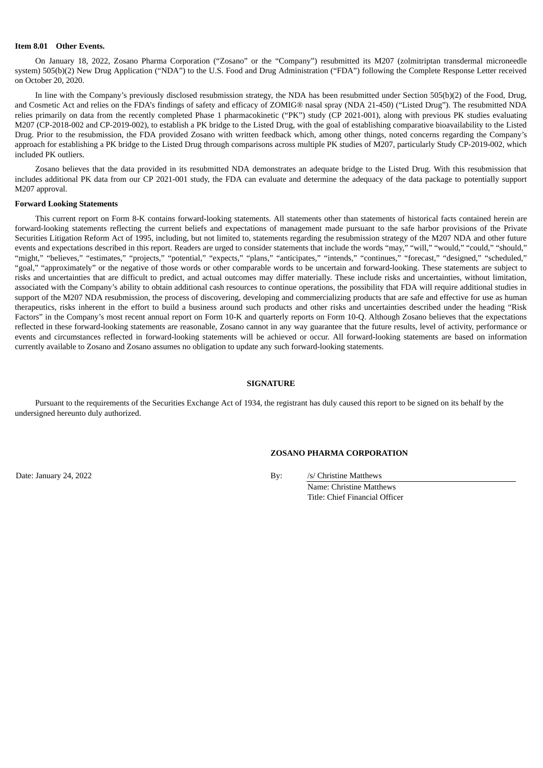**Item 8.01 Other Events.**

On January 18, 2022, Zosano Pharma Corporation ("Zosano" or the "Company") resubmitted its M207 (zolmitriptan transdermal microneedle system) 505(b)(2) New Drug Application ("NDA") to the U.S. Food and Drug Administration ("FDA") following the Complete Response Letter received on October 20, 2020.

In line with the Company's previously disclosed resubmission strategy, the NDA has been resubmitted under Section 505(b)(2) of the Food, Drug, and Cosmetic Act and relies on the FDA's findings of safety and efficacy of ZOMIG® nasal spray (NDA 21-450) ("Listed Drug"). The resubmitted NDA relies primarily on data from the recently completed Phase 1 pharmacokinetic ("PK") study (CP 2021-001), along with previous PK studies evaluating M207 (CP-2018-002 and CP-2019-002), to establish a PK bridge to the Listed Drug, with the goal of establishing comparative bioavailability to the Listed Drug. Prior to the resubmission, the FDA provided Zosano with written feedback which, among other things, noted concerns regarding the Company's approach for establishing a PK bridge to the Listed Drug through comparisons across multiple PK studies of M207, particularly Study CP-2019-002, which included PK outliers.

Zosano believes that the data provided in its resubmitted NDA demonstrates an adequate bridge to the Listed Drug. With this resubmission that includes additional PK data from our CP 2021-001 study, the FDA can evaluate and determine the adequacy of the data package to potentially support M207 approval.

**Forward Looking Statements**

This current report on Form 8-K contains forward-looking statements. All statements other than statements of historical facts contained herein are forward-looking statements reflecting the current beliefs and expectations of management made pursuant to the safe harbor provisions of the Private Securities Litigation Reform Act of 1995, including, but not limited to, statements regarding the resubmission strategy of the M207 NDA and other future events and expectations described in this report. Readers are urged to consider statements that include the words "may," "will," "would," "could," "should," "might," "believes," "estimates," "projects," "potential," "expects," "plans," "anticipates," "intends," "continues," "forecast," "designed," "scheduled," "goal," "approximately" or the negative of those words or other comparable words to be uncertain and forward-looking. These statements are subject to risks and uncertainties that are difficult to predict, and actual outcomes may differ materially. These include risks and uncertainties, without limitation, associated with the Company's ability to obtain additional cash resources to continue operations, the possibility that FDA will require additional studies in support of the M207 NDA resubmission, the process of discovering, developing and commercializing products that are safe and effective for use as human therapeutics, risks inherent in the effort to build a business around such products and other risks and uncertainties described under the heading "Risk Factors" in the Company's most recent annual report on Form 10-K and quarterly reports on Form 10-Q. Although Zosano believes that the expectations reflected in these forward-looking statements are reasonable, Zosano cannot in any way guarantee that the future results, level of activity, performance or events and circumstances reflected in forward-looking statements will be achieved or occur. All forward-looking statements are based on information currently available to Zosano and Zosano assumes no obligation to update any such forward-looking statements.

**SIGNATURE**

Pursuant to the requirements of the Securities Exchange Act of 1934, the registrant has duly caused this report to be signed on its behalf by the undersigned hereunto duly authorized.

**ZOSANO PHARMA CORPORATION**

Date: January 24, 2022

By: /s/ Christine Matthews
Name: Christine Matthews
Title: Chief Financial Officer